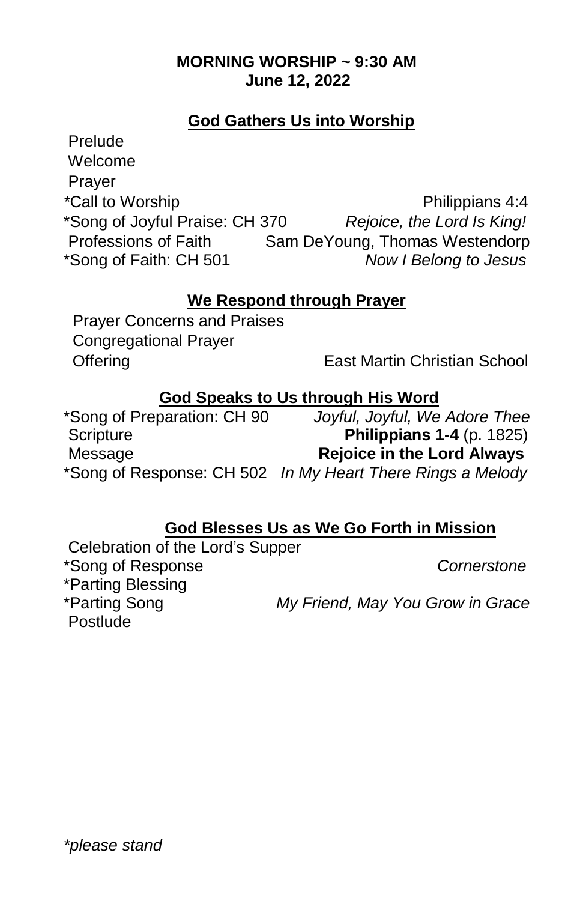**MORNING WORSHIP ~ 9:30 AM**
**June 12, 2022**

## God Gathers Us into Worship

Prelude
Welcome
Prayer
*Call to Worship Philippians 4:4
*Song of Joyful Praise: CH 370 *Rejoice, the Lord Is King!*
Professions of Faith Sam DeYoung, Thomas Westendorp
*Song of Faith: CH 501 *Now I Belong to Jesus*

## We Respond through Prayer

Prayer Concerns and Praises
Congregational Prayer
Offering East Martin Christian School

## God Speaks to Us through His Word

*Song of Preparation: CH 90 *Joyful, Joyful, We Adore Thee*
Scripture **Philippians 1-4** (p. 1825)
Message **Rejoice in the Lord Always**
*Song of Response: CH 502 *In My Heart There Rings a Melody*

## God Blesses Us as We Go Forth in Mission

Celebration of the Lord's Supper
*Song of Response *Cornerstone*
*Parting Blessing
*Parting Song *My Friend, May You Grow in Grace*
Postlude

*\*please stand*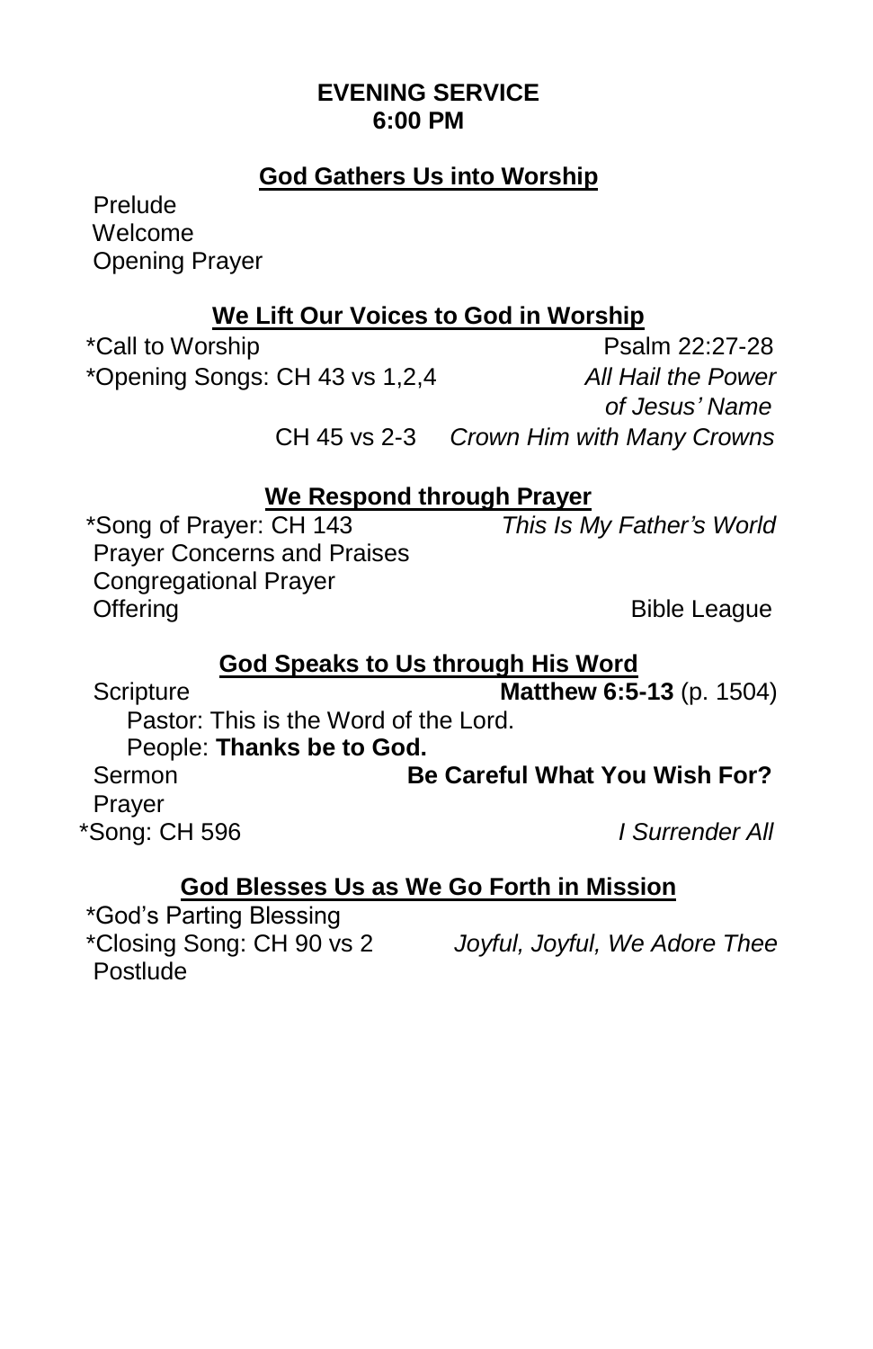**EVENING SERVICE**
**6:00 PM**

## God Gathers Us into Worship

Prelude
Welcome
Opening Prayer

## We Lift Our Voices to God in Worship

*Call to Worship — Psalm 22:27-28
*Opening Songs: CH 43 vs 1,2,4 — *All Hail the Power of Jesus' Name*
CH 45 vs 2-3 — *Crown Him with Many Crowns*

## We Respond through Prayer

*Song of Prayer: CH 143 — *This Is My Father's World*
Prayer Concerns and Praises
Congregational Prayer
Offering — Bible League

## God Speaks to Us through His Word

Scripture — **Matthew 6:5-13** (p. 1504)
Pastor: This is the Word of the Lord.
People: **Thanks be to God.**
Sermon — **Be Careful What You Wish For?**
Prayer
*Song: CH 596 — *I Surrender All*

## God Blesses Us as We Go Forth in Mission

*God's Parting Blessing
*Closing Song: CH 90 vs 2 — *Joyful, Joyful, We Adore Thee*
Postlude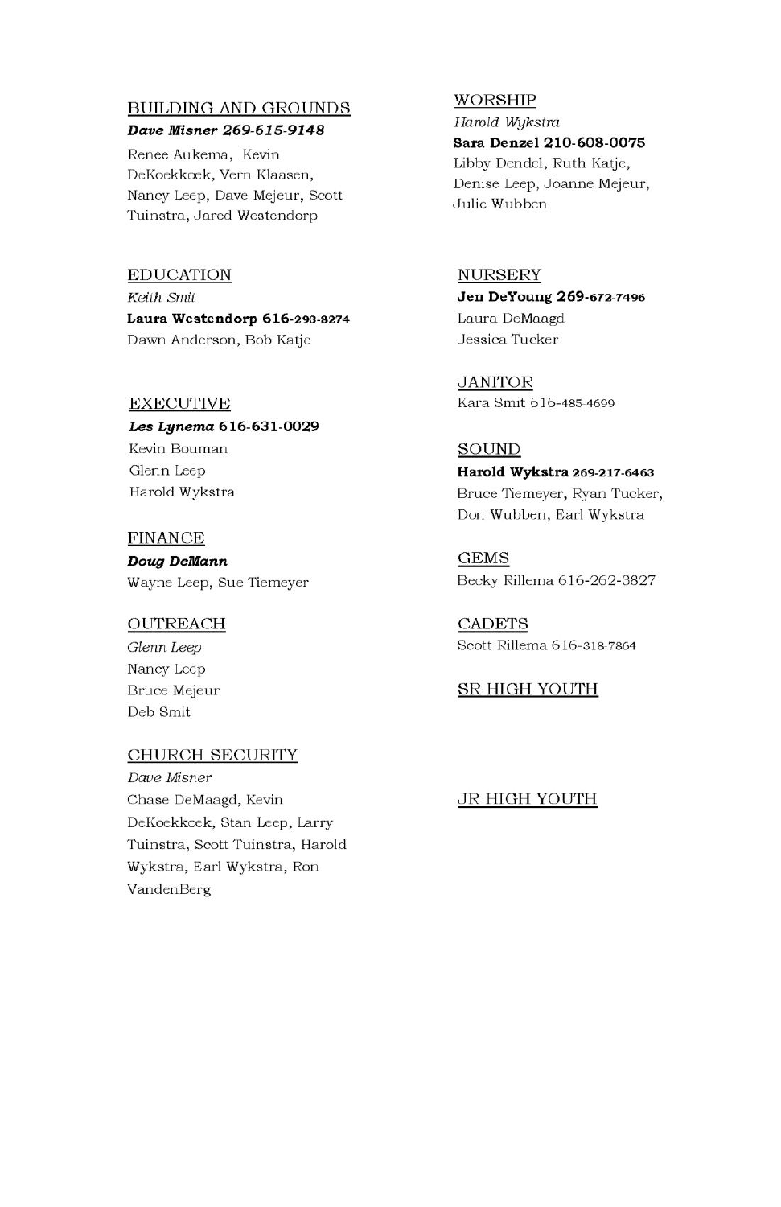## BUILDING AND GROUNDS

***Dave Misner 269-615-9148***

Renee Aukema, Kevin DeKoekkoek, Vern Klaasen, Nancy Leep, Dave Mejeur, Scott Tuinstra, Jared Westendorp

## EDUCATION

*Keith Smit*

**Laura Westendorp 616-293-8274**

Dawn Anderson, Bob Katje

## EXECUTIVE

***Les Lynema* 616-631-0029**

Kevin Bouman

Glenn Leep

Harold Wykstra

## FINANCE

***Doug DeMann***

Wayne Leep, Sue Tiemeyer

## OUTREACH

*Glenn Leep*

Nancy Leep

Bruce Mejeur

Deb Smit

## CHURCH SECURITY

*Dave Misner*

Chase DeMaagd, Kevin DeKoekkoek, Stan Leep, Larry Tuinstra, Scott Tuinstra, Harold Wykstra, Earl Wykstra, Ron VandenBerg

## WORSHIP

*Harold Wykstra*

**Sara Denzel 210-608-0075**

Libby Dendel, Ruth Katje, Denise Leep, Joanne Mejeur, Julie Wubben

## NURSERY

**Jen DeYoung 269-672-7496**

Laura DeMaagd

Jessica Tucker

## JANITOR

Kara Smit 616-485-4699

## SOUND

**Harold Wykstra 269-217-6463**

Bruce Tiemeyer, Ryan Tucker, Don Wubben, Earl Wykstra

## GEMS

Becky Rillema 616-262-3827

## CADETS

Scott Rillema 616-318-7864

## SR HIGH YOUTH

## JR HIGH YOUTH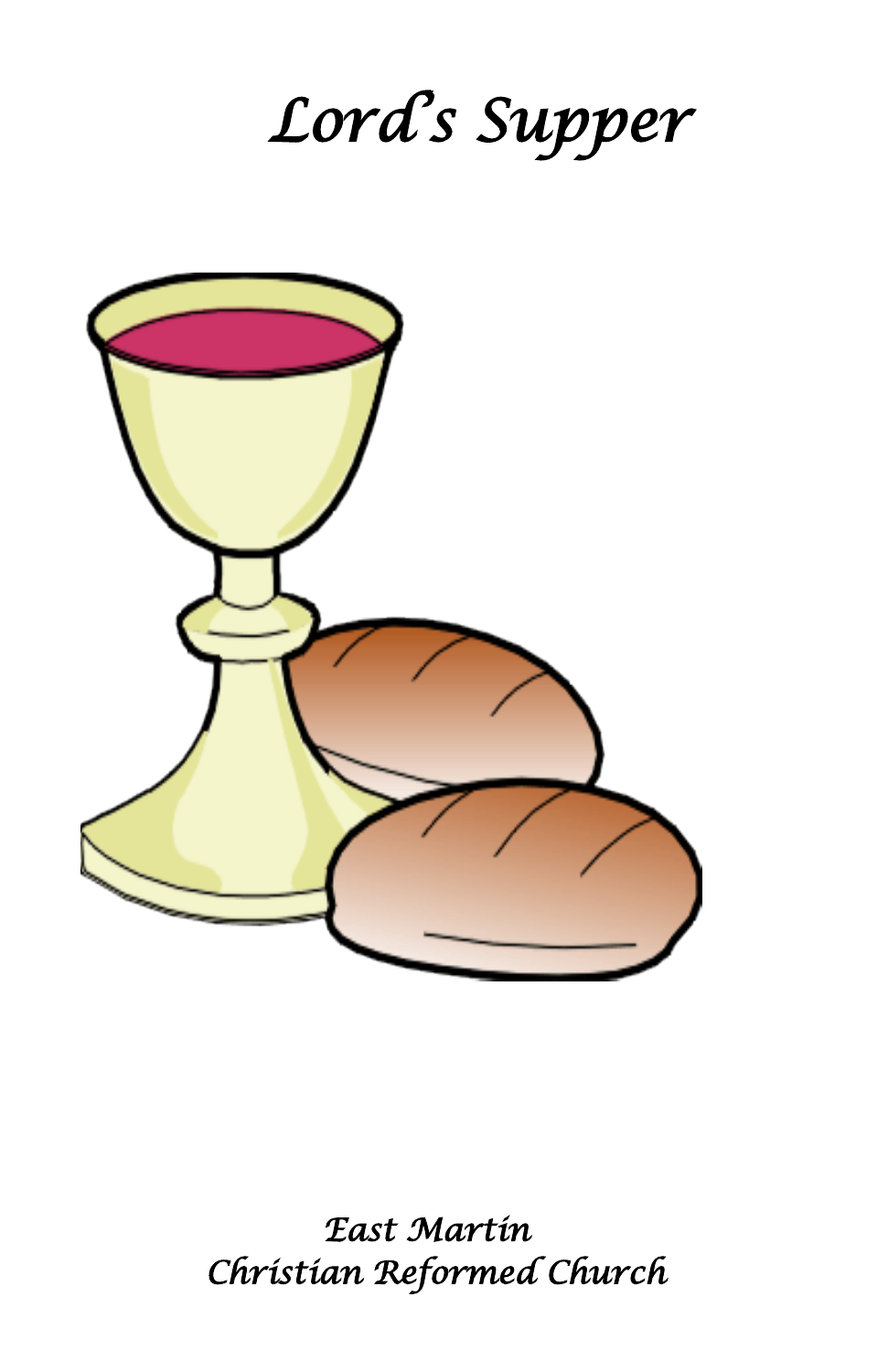# Lord's Supper

East Martin
Christian Reformed Church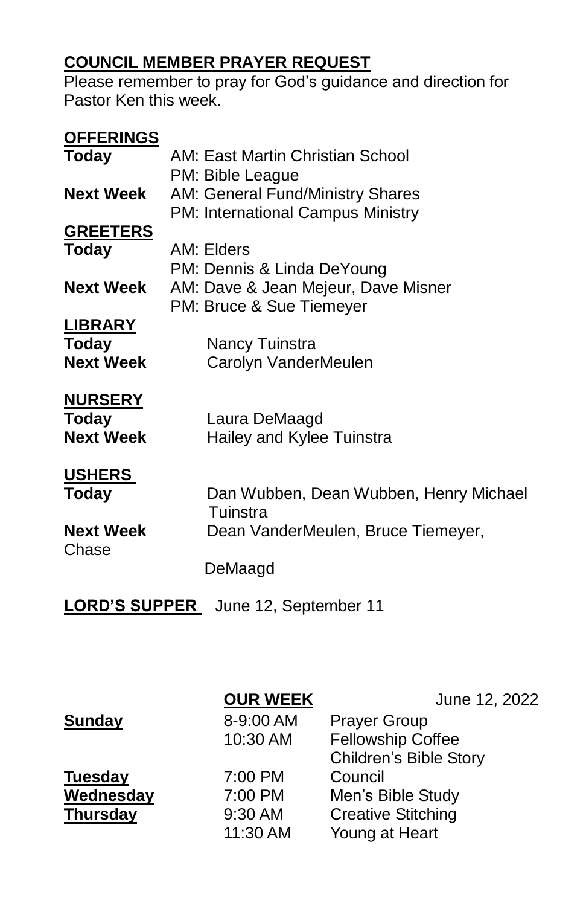**COUNCIL MEMBER PRAYER REQUEST**

Please remember to pray for God's guidance and direction for Pastor Ken this week.

**OFFERINGS**

| | |
|---|---|
| **Today** | AM: East Martin Christian School |
| | PM: Bible League |
| **Next Week** | AM: General Fund/Ministry Shares |
| | PM: International Campus Ministry |

**GREETERS**

| | |
|---|---|
| **Today** | AM: Elders |
| | PM: Dennis & Linda DeYoung |
| **Next Week** | AM: Dave & Jean Mejeur, Dave Misner |
| | PM: Bruce & Sue Tiemeyer |

**LIBRARY**

| | |
|---|---|
| **Today** | Nancy Tuinstra |
| **Next Week** | Carolyn VanderMeulen |

**NURSERY**

| | |
|---|---|
| **Today** | Laura DeMaagd |
| **Next Week** | Hailey and Kylee Tuinstra |

**USHERS**

| | |
|---|---|
| **Today** | Dan Wubben, Dean Wubben, Henry Michael Tuinstra |
| **Next Week** | Dean VanderMeulen, Bruce Tiemeyer, Chase DeMaagd |

**LORD'S SUPPER** June 12, September 11

**OUR WEEK** June 12, 2022

| | | |
|---|---|---|
| **Sunday** | 8-9:00 AM | Prayer Group |
| | 10:30 AM | Fellowship Coffee |
| | | Children's Bible Story |
| **Tuesday** | 7:00 PM | Council |
| **Wednesday** | 7:00 PM | Men's Bible Study |
| **Thursday** | 9:30 AM | Creative Stitching |
| | 11:30 AM | Young at Heart |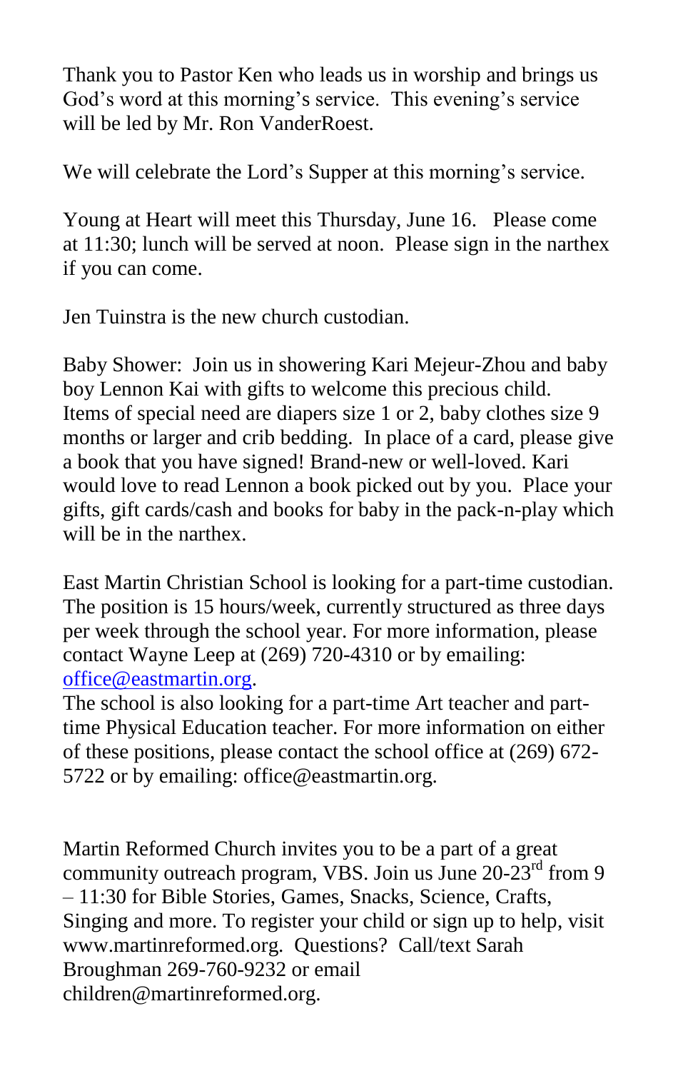Thank you to Pastor Ken who leads us in worship and brings us God's word at this morning's service. This evening's service will be led by Mr. Ron VanderRoest.

We will celebrate the Lord's Supper at this morning's service.

Young at Heart will meet this Thursday, June 16. Please come at 11:30; lunch will be served at noon. Please sign in the narthex if you can come.

Jen Tuinstra is the new church custodian.

Baby Shower: Join us in showering Kari Mejeur-Zhou and baby boy Lennon Kai with gifts to welcome this precious child. Items of special need are diapers size 1 or 2, baby clothes size 9 months or larger and crib bedding. In place of a card, please give a book that you have signed! Brand-new or well-loved. Kari would love to read Lennon a book picked out by you. Place your gifts, gift cards/cash and books for baby in the pack-n-play which will be in the narthex.

East Martin Christian School is looking for a part-time custodian. The position is 15 hours/week, currently structured as three days per week through the school year. For more information, please contact Wayne Leep at (269) 720-4310 or by emailing: office@eastmartin.org.
The school is also looking for a part-time Art teacher and part-time Physical Education teacher. For more information on either of these positions, please contact the school office at (269) 672-5722 or by emailing: office@eastmartin.org.

Martin Reformed Church invites you to be a part of a great community outreach program, VBS. Join us June 20-23rd from 9 – 11:30 for Bible Stories, Games, Snacks, Science, Crafts, Singing and more. To register your child or sign up to help, visit www.martinreformed.org. Questions? Call/text Sarah Broughman 269-760-9232 or email children@martinreformed.org.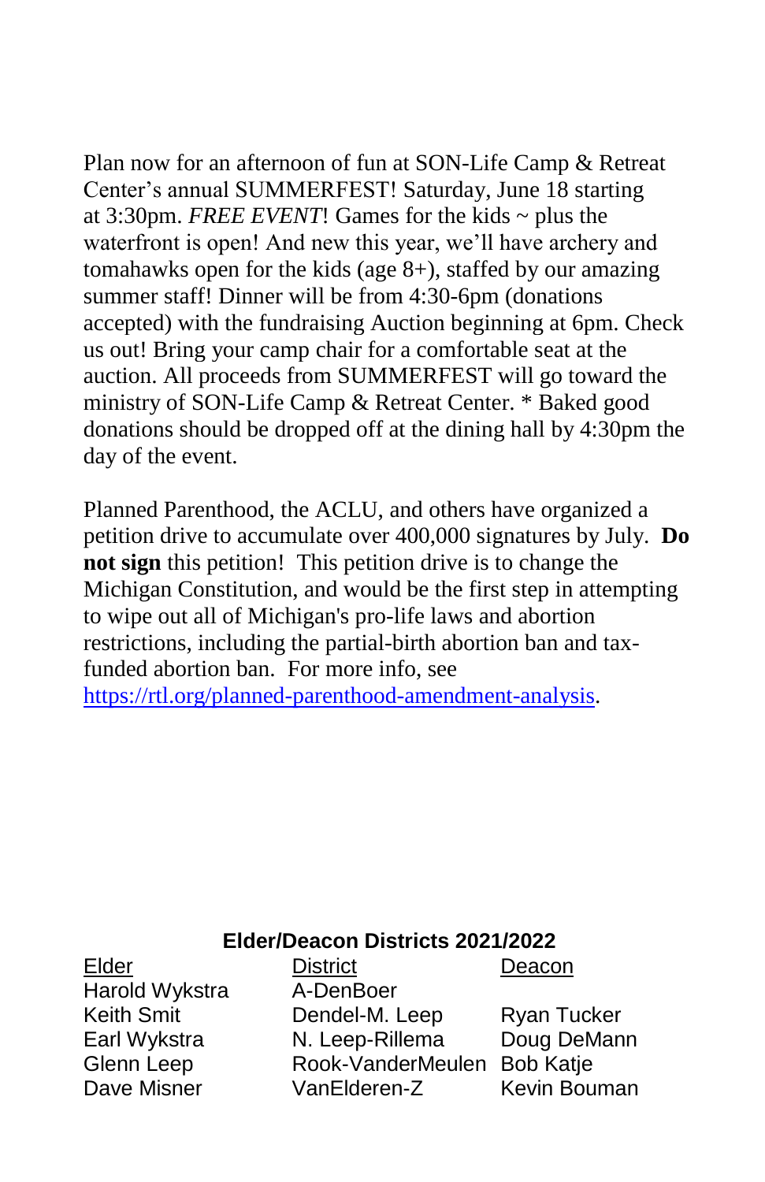Plan now for an afternoon of fun at SON-Life Camp & Retreat Center's annual SUMMERFEST! Saturday, June 18 starting at 3:30pm. *FREE EVENT*! Games for the kids ~ plus the waterfront is open! And new this year, we'll have archery and tomahawks open for the kids (age 8+), staffed by our amazing summer staff! Dinner will be from 4:30-6pm (donations accepted) with the fundraising Auction beginning at 6pm. Check us out! Bring your camp chair for a comfortable seat at the auction. All proceeds from SUMMERFEST will go toward the ministry of SON-Life Camp & Retreat Center. * Baked good donations should be dropped off at the dining hall by 4:30pm the day of the event.

Planned Parenthood, the ACLU, and others have organized a petition drive to accumulate over 400,000 signatures by July. **Do not sign** this petition! This petition drive is to change the Michigan Constitution, and would be the first step in attempting to wipe out all of Michigan's pro-life laws and abortion restrictions, including the partial-birth abortion ban and tax-funded abortion ban. For more info, see https://rtl.org/planned-parenthood-amendment-analysis.

**Elder/Deacon Districts 2021/2022**

| Elder | District | Deacon |
|---|---|---|
| Harold Wykstra | A-DenBoer | |
| Keith Smit | Dendel-M. Leep | Ryan Tucker |
| Earl Wykstra | N. Leep-Rillema | Doug DeMann |
| Glenn Leep | Rook-VanderMeulen | Bob Katje |
| Dave Misner | VanElderen-Z | Kevin Bouman |